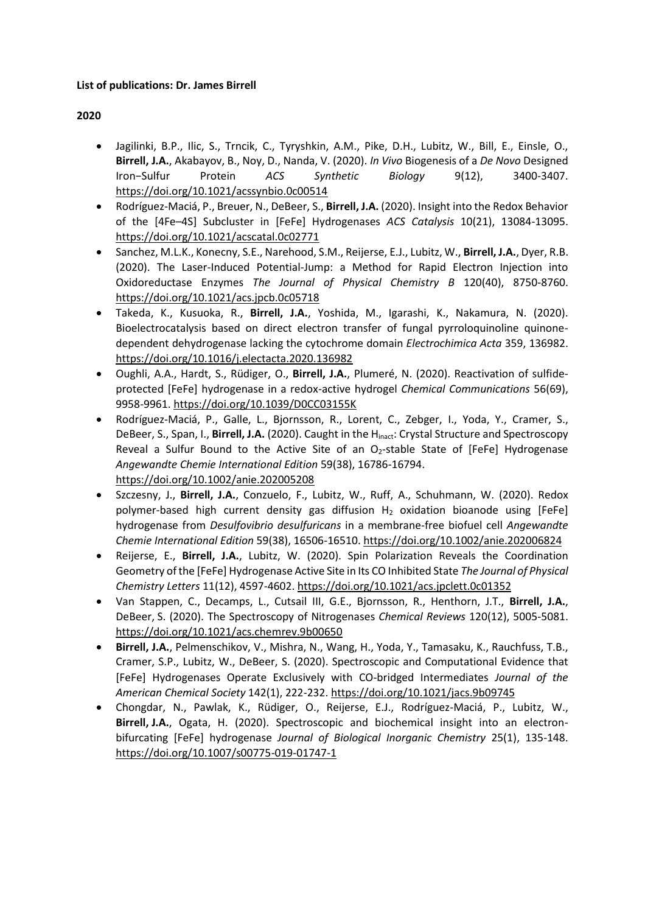**List of publications: Dr. James Birrell**

**2020**

- Jagilinki, B.P., Ilic, S., Trncik, C., Tyryshkin, A.M., Pike, D.H., Lubitz, W., Bill, E., Einsle, O., **Birrell, J.A.**, Akabayov, B., Noy, D., Nanda, V. (2020). *In Vivo* Biogenesis of a *De Novo* Designed Iron−Sulfur Protein *ACS Synthetic Biology* 9(12), 3400-3407. https://doi.org/10.1021/acssynbio.0c00514
- Rodríguez-Maciá, P., Breuer, N., DeBeer, S., **Birrell, J.A.** (2020). Insight into the Redox Behavior of the [4Fe–4S] Subcluster in [FeFe] Hydrogenases *ACS Catalysis* 10(21), 13084-13095. https://doi.org/10.1021/acscatal.0c02771
- Sanchez, M.L.K., Konecny, S.E., Narehood, S.M., Reijerse, E.J., Lubitz, W., **Birrell, J.A.**, Dyer, R.B. (2020). The Laser-Induced Potential-Jump: a Method for Rapid Electron Injection into Oxidoreductase Enzymes *The Journal of Physical Chemistry B* 120(40), 8750-8760. https://doi.org/10.1021/acs.jpcb.0c05718
- Takeda, K., Kusuoka, R., **Birrell, J.A.**, Yoshida, M., Igarashi, K., Nakamura, N. (2020). Bioelectrocatalysis based on direct electron transfer of fungal pyrroloquinoline quinone-dependent dehydrogenase lacking the cytochrome domain *Electrochimica Acta* 359, 136982. https://doi.org/10.1016/j.electacta.2020.136982
- Oughli, A.A., Hardt, S., Rüdiger, O., **Birrell, J.A.**, Plumeré, N. (2020). Reactivation of sulfide-protected [FeFe] hydrogenase in a redox-active hydrogel *Chemical Communications* 56(69), 9958-9961. https://doi.org/10.1039/D0CC03155K
- Rodríguez-Maciá, P., Galle, L., Bjornsson, R., Lorent, C., Zebger, I., Yoda, Y., Cramer, S., DeBeer, S., Span, I., **Birrell, J.A.** (2020). Caught in the $H_{inact}$: Crystal Structure and Spectroscopy Reveal a Sulfur Bound to the Active Site of an $O_2$-stable State of [FeFe] Hydrogenase *Angewandte Chemie International Edition* 59(38), 16786-16794. https://doi.org/10.1002/anie.202005208
- Szczesny, J., **Birrell, J.A.**, Conzuelo, F., Lubitz, W., Ruff, A., Schuhmann, W. (2020). Redox polymer-based high current density gas diffusion $H_2$ oxidation bioanode using [FeFe] hydrogenase from *Desulfovibrio desulfuricans* in a membrane-free biofuel cell *Angewandte Chemie International Edition* 59(38), 16506-16510. https://doi.org/10.1002/anie.202006824
- Reijerse, E., **Birrell, J.A.**, Lubitz, W. (2020). Spin Polarization Reveals the Coordination Geometry of the [FeFe] Hydrogenase Active Site in Its CO Inhibited State *The Journal of Physical Chemistry Letters* 11(12), 4597-4602. https://doi.org/10.1021/acs.jpclett.0c01352
- Van Stappen, C., Decamps, L., Cutsail III, G.E., Bjornsson, R., Henthorn, J.T., **Birrell, J.A.**, DeBeer, S. (2020). The Spectroscopy of Nitrogenases *Chemical Reviews* 120(12), 5005-5081. https://doi.org/10.1021/acs.chemrev.9b00650
- **Birrell, J.A.**, Pelmenschikov, V., Mishra, N., Wang, H., Yoda, Y., Tamasaku, K., Rauchfuss, T.B., Cramer, S.P., Lubitz, W., DeBeer, S. (2020). Spectroscopic and Computational Evidence that [FeFe] Hydrogenases Operate Exclusively with CO-bridged Intermediates *Journal of the American Chemical Society* 142(1), 222-232. https://doi.org/10.1021/jacs.9b09745
- Chongdar, N., Pawlak, K., Rüdiger, O., Reijerse, E.J., Rodríguez-Maciá, P., Lubitz, W., **Birrell, J.A.**, Ogata, H. (2020). Spectroscopic and biochemical insight into an electron-bifurcating [FeFe] hydrogenase *Journal of Biological Inorganic Chemistry* 25(1), 135-148. https://doi.org/10.1007/s00775-019-01747-1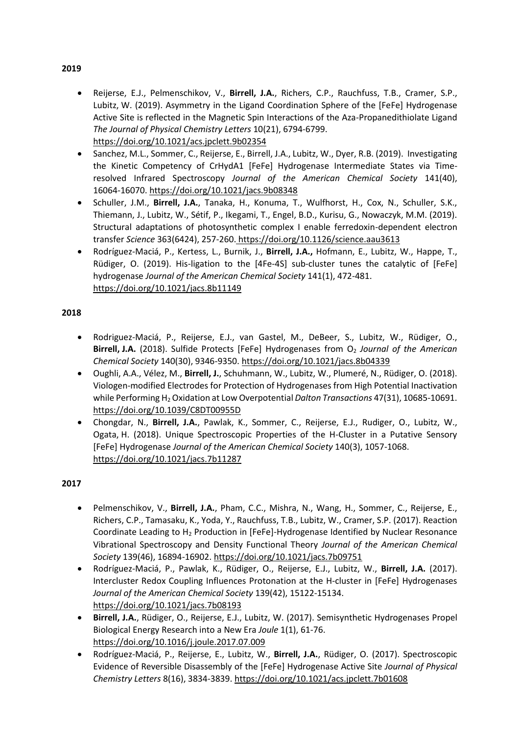**2019**

- Reijerse, E.J., Pelmenschikov, V., **Birrell, J.A.**, Richers, C.P., Rauchfuss, T.B., Cramer, S.P., Lubitz, W. (2019). Asymmetry in the Ligand Coordination Sphere of the [FeFe] Hydrogenase Active Site is reflected in the Magnetic Spin Interactions of the Aza-Propanedithiolate Ligand *The Journal of Physical Chemistry Letters* 10(21), 6794-6799. https://doi.org/10.1021/acs.jpclett.9b02354
- Sanchez, M.L., Sommer, C., Reijerse, E., Birrell, J.A., Lubitz, W., Dyer, R.B. (2019). Investigating the Kinetic Competency of CrHydA1 [FeFe] Hydrogenase Intermediate States via Time-resolved Infrared Spectroscopy *Journal of the American Chemical Society* 141(40), 16064-16070. https://doi.org/10.1021/jacs.9b08348
- Schuller, J.M., **Birrell, J.A.**, Tanaka, H., Konuma, T., Wulfhorst, H., Cox, N., Schuller, S.K., Thiemann, J., Lubitz, W., Sétif, P., Ikegami, T., Engel, B.D., Kurisu, G., Nowaczyk, M.M. (2019). Structural adaptations of photosynthetic complex I enable ferredoxin-dependent electron transfer *Science* 363(6424), 257-260. https://doi.org/10.1126/science.aau3613
- Rodríguez-Maciá, P., Kertess, L., Burnik, J., **Birrell, J.A.,** Hofmann, E., Lubitz, W., Happe, T., Rüdiger, O. (2019). His-ligation to the [4Fe-4S] sub-cluster tunes the catalytic of [FeFe] hydrogenase *Journal of the American Chemical Society* 141(1), 472-481. https://doi.org/10.1021/jacs.8b11149

**2018**

- Rodriguez-Maciá, P., Reijerse, E.J., van Gastel, M., DeBeer, S., Lubitz, W., Rüdiger, O., **Birrell, J.A.** (2018). Sulfide Protects [FeFe] Hydrogenases from $O_2$ *Journal of the American Chemical Society* 140(30), 9346-9350. https://doi.org/10.1021/jacs.8b04339
- Oughli, A.A., Vélez, M., **Birrell, J.**, Schuhmann, W., Lubitz, W., Plumeré, N., Rüdiger, O. (2018). Viologen-modified Electrodes for Protection of Hydrogenases from High Potential Inactivation while Performing $H_2$ Oxidation at Low Overpotential *Dalton Transactions* 47(31), 10685-10691. https://doi.org/10.1039/C8DT00955D
- Chongdar, N., **Birrell, J.A.**, Pawlak, K., Sommer, C., Reijerse, E.J., Rudiger, O., Lubitz, W., Ogata, H. (2018). Unique Spectroscopic Properties of the H-Cluster in a Putative Sensory [FeFe] Hydrogenase *Journal of the American Chemical Society* 140(3), 1057-1068. https://doi.org/10.1021/jacs.7b11287

**2017**

- Pelmenschikov, V., **Birrell, J.A.**, Pham, C.C., Mishra, N., Wang, H., Sommer, C., Reijerse, E., Richers, C.P., Tamasaku, K., Yoda, Y., Rauchfuss, T.B., Lubitz, W., Cramer, S.P. (2017). Reaction Coordinate Leading to $H_2$ Production in [FeFe]-Hydrogenase Identified by Nuclear Resonance Vibrational Spectroscopy and Density Functional Theory *Journal of the American Chemical Society* 139(46), 16894-16902. https://doi.org/10.1021/jacs.7b09751
- Rodríguez-Maciá, P., Pawlak, K., Rüdiger, O., Reijerse, E.J., Lubitz, W., **Birrell, J.A.** (2017). Intercluster Redox Coupling Influences Protonation at the H-cluster in [FeFe] Hydrogenases *Journal of the American Chemical Society* 139(42), 15122-15134. https://doi.org/10.1021/jacs.7b08193
- **Birrell, J.A.**, Rüdiger, O., Reijerse, E.J., Lubitz, W. (2017). Semisynthetic Hydrogenases Propel Biological Energy Research into a New Era *Joule* 1(1), 61-76. https://doi.org/10.1016/j.joule.2017.07.009
- Rodríguez-Maciá, P., Reijerse, E., Lubitz, W., **Birrell, J.A.**, Rüdiger, O. (2017). Spectroscopic Evidence of Reversible Disassembly of the [FeFe] Hydrogenase Active Site *Journal of Physical Chemistry Letters* 8(16), 3834-3839. https://doi.org/10.1021/acs.jpclett.7b01608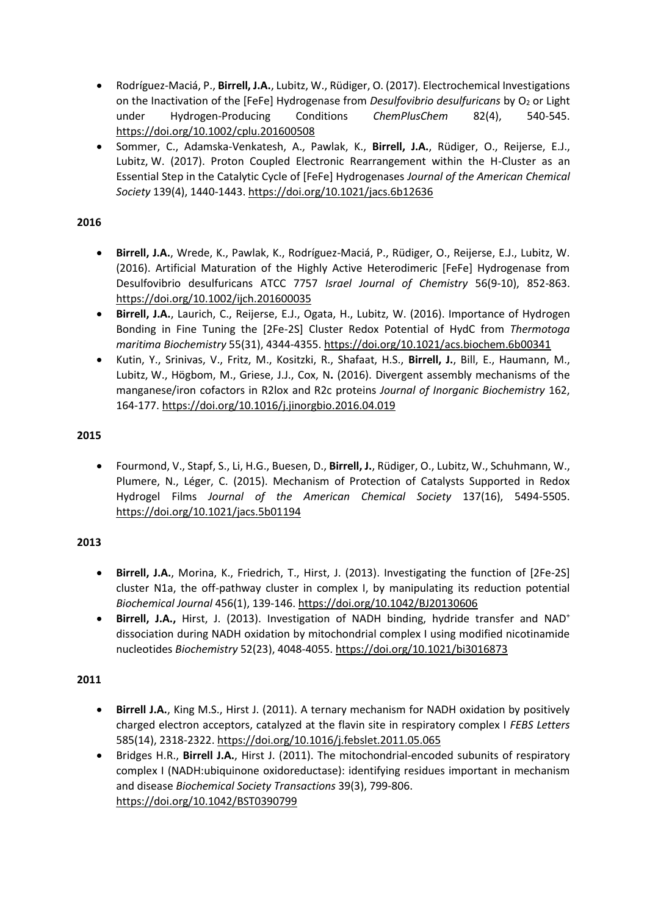- Rodríguez-Maciá, P., **Birrell, J.A.**, Lubitz, W., Rüdiger, O. (2017). Electrochemical Investigations on the Inactivation of the [FeFe] Hydrogenase from *Desulfovibrio desulfuricans* by $O_2$ or Light under Hydrogen-Producing Conditions *ChemPlusChem* 82(4), 540-545. https://doi.org/10.1002/cplu.201600508
- Sommer, C., Adamska-Venkatesh, A., Pawlak, K., **Birrell, J.A.**, Rüdiger, O., Reijerse, E.J., Lubitz, W. (2017). Proton Coupled Electronic Rearrangement within the H-Cluster as an Essential Step in the Catalytic Cycle of [FeFe] Hydrogenases *Journal of the American Chemical Society* 139(4), 1440-1443. https://doi.org/10.1021/jacs.6b12636

**2016**

- **Birrell, J.A.**, Wrede, K., Pawlak, K., Rodríguez-Maciá, P., Rüdiger, O., Reijerse, E.J., Lubitz, W. (2016). Artificial Maturation of the Highly Active Heterodimeric [FeFe] Hydrogenase from Desulfovibrio desulfuricans ATCC 7757 *Israel Journal of Chemistry* 56(9-10), 852-863. https://doi.org/10.1002/ijch.201600035
- **Birrell, J.A.**, Laurich, C., Reijerse, E.J., Ogata, H., Lubitz, W. (2016). Importance of Hydrogen Bonding in Fine Tuning the [2Fe-2S] Cluster Redox Potential of HydC from *Thermotoga maritima Biochemistry* 55(31), 4344-4355. https://doi.org/10.1021/acs.biochem.6b00341
- Kutin, Y., Srinivas, V., Fritz, M., Kositzki, R., Shafaat, H.S., **Birrell, J.**, Bill, E., Haumann, M., Lubitz, W., Högbom, M., Griese, J.J., Cox, N**.** (2016). Divergent assembly mechanisms of the manganese/iron cofactors in R2lox and R2c proteins *Journal of Inorganic Biochemistry* 162, 164-177. https://doi.org/10.1016/j.jinorgbio.2016.04.019

**2015**

- Fourmond, V., Stapf, S., Li, H.G., Buesen, D., **Birrell, J.**, Rüdiger, O., Lubitz, W., Schuhmann, W., Plumere, N., Léger, C. (2015). Mechanism of Protection of Catalysts Supported in Redox Hydrogel Films *Journal of the American Chemical Society* 137(16), 5494-5505. https://doi.org/10.1021/jacs.5b01194

**2013**

- **Birrell, J.A.**, Morina, K., Friedrich, T., Hirst, J. (2013). Investigating the function of [2Fe-2S] cluster N1a, the off-pathway cluster in complex I, by manipulating its reduction potential *Biochemical Journal* 456(1), 139-146. https://doi.org/10.1042/BJ20130606
- **Birrell, J.A.,** Hirst, J. (2013). Investigation of NADH binding, hydride transfer and $NAD^+$ dissociation during NADH oxidation by mitochondrial complex I using modified nicotinamide nucleotides *Biochemistry* 52(23), 4048-4055. https://doi.org/10.1021/bi3016873

**2011**

- **Birrell J.A.**, King M.S., Hirst J. (2011). A ternary mechanism for NADH oxidation by positively charged electron acceptors, catalyzed at the flavin site in respiratory complex I *FEBS Letters* 585(14), 2318-2322. https://doi.org/10.1016/j.febslet.2011.05.065
- Bridges H.R., **Birrell J.A.**, Hirst J. (2011). The mitochondrial-encoded subunits of respiratory complex I (NADH:ubiquinone oxidoreductase): identifying residues important in mechanism and disease *Biochemical Society Transactions* 39(3), 799-806. https://doi.org/10.1042/BST0390799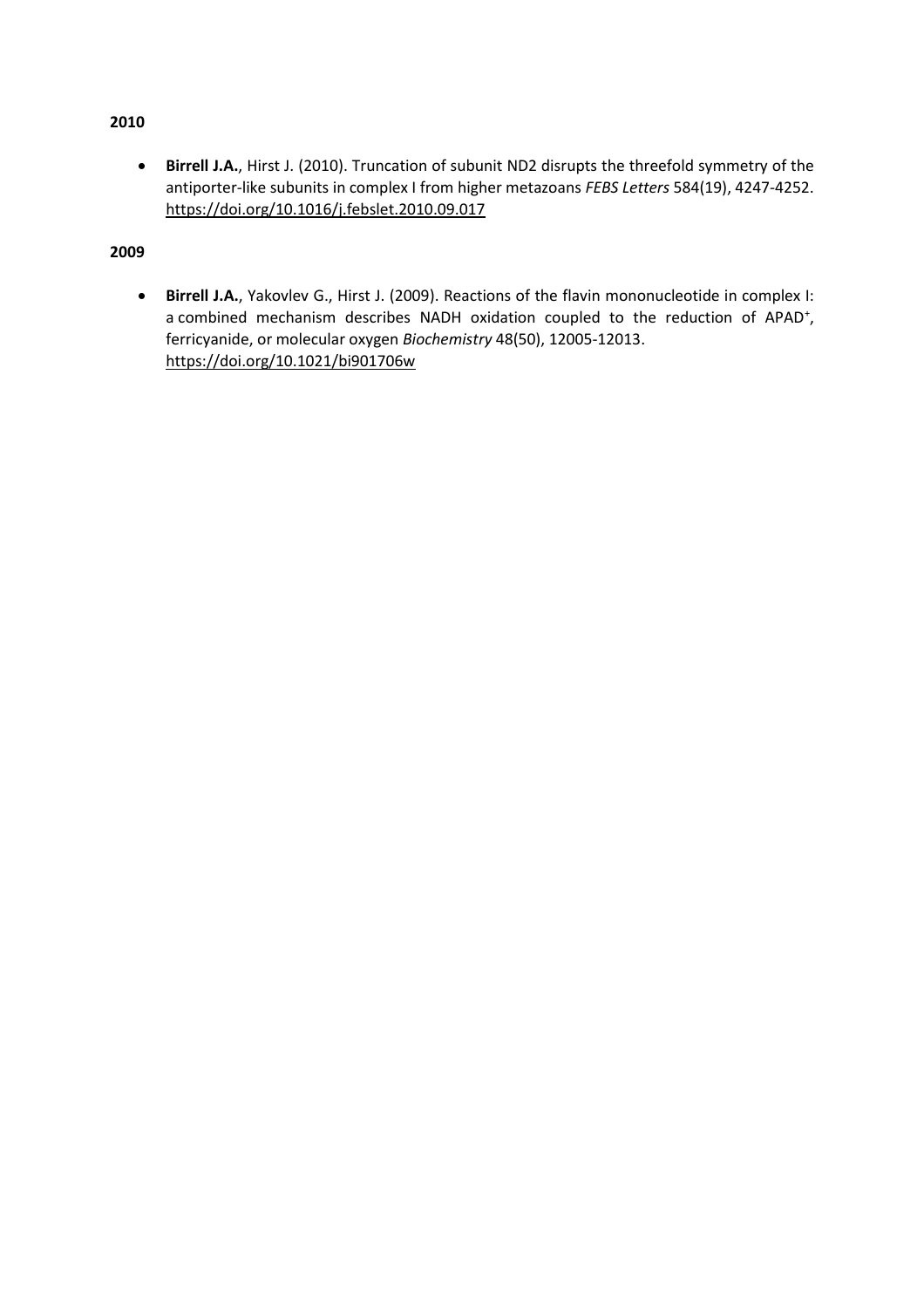**2010**

- **Birrell J.A.**, Hirst J. (2010). Truncation of subunit ND2 disrupts the threefold symmetry of the antiporter-like subunits in complex I from higher metazoans *FEBS Letters* 584(19), 4247-4252. https://doi.org/10.1016/j.febslet.2010.09.017

**2009**

- **Birrell J.A.**, Yakovlev G., Hirst J. (2009). Reactions of the flavin mononucleotide in complex I: a combined mechanism describes NADH oxidation coupled to the reduction of $APAD^+$, ferricyanide, or molecular oxygen *Biochemistry* 48(50), 12005-12013. https://doi.org/10.1021/bi901706w